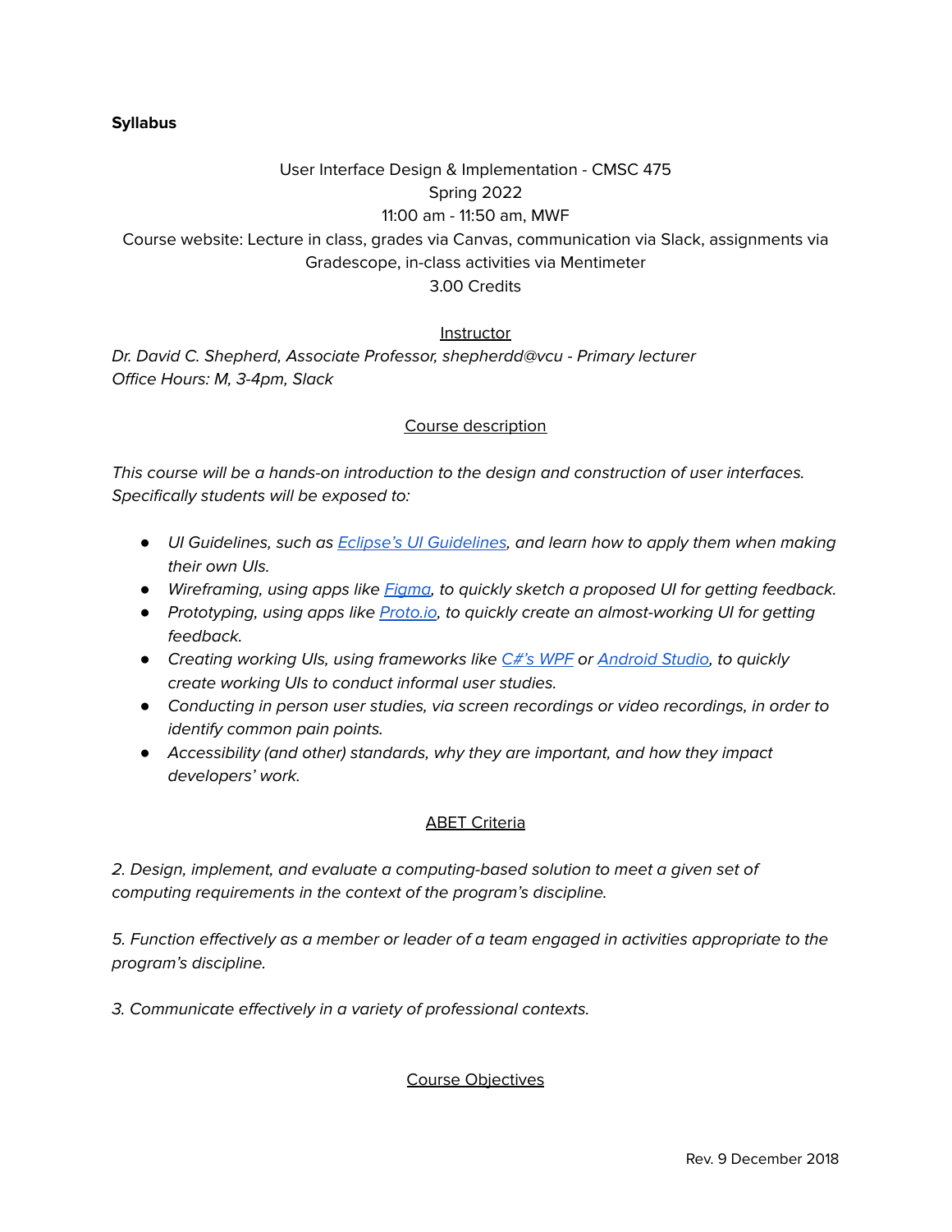**Syllabus**

User Interface Design & Implementation - CMSC 475
Spring 2022
11:00 am - 11:50 am, MWF
Course website: Lecture in class, grades via Canvas, communication via Slack, assignments via Gradescope, in-class activities via Mentimeter
3.00 Credits

## Instructor

*Dr. David C. Shepherd, Associate Professor, shepherdd@vcu - Primary lecturer*
*Office Hours: M, 3-4pm, Slack*

## Course description

*This course will be a hands-on introduction to the design and construction of user interfaces. Specifically students will be exposed to:*

- *UI Guidelines, such as [Eclipse's UI Guidelines](), and learn how to apply them when making their own UIs.*
- *Wireframing, using apps like [Figma](), to quickly sketch a proposed UI for getting feedback.*
- *Prototyping, using apps like [Proto.io](), to quickly create an almost-working UI for getting feedback.*
- *Creating working UIs, using frameworks like [C#'s WPF]() or [Android Studio](), to quickly create working UIs to conduct informal user studies.*
- *Conducting in person user studies, via screen recordings or video recordings, in order to identify common pain points.*
- *Accessibility (and other) standards, why they are important, and how they impact developers' work.*

## ABET Criteria

*2. Design, implement, and evaluate a computing-based solution to meet a given set of computing requirements in the context of the program's discipline.*

*5. Function effectively as a member or leader of a team engaged in activities appropriate to the program's discipline.*

*3. Communicate effectively in a variety of professional contexts.*

## Course Objectives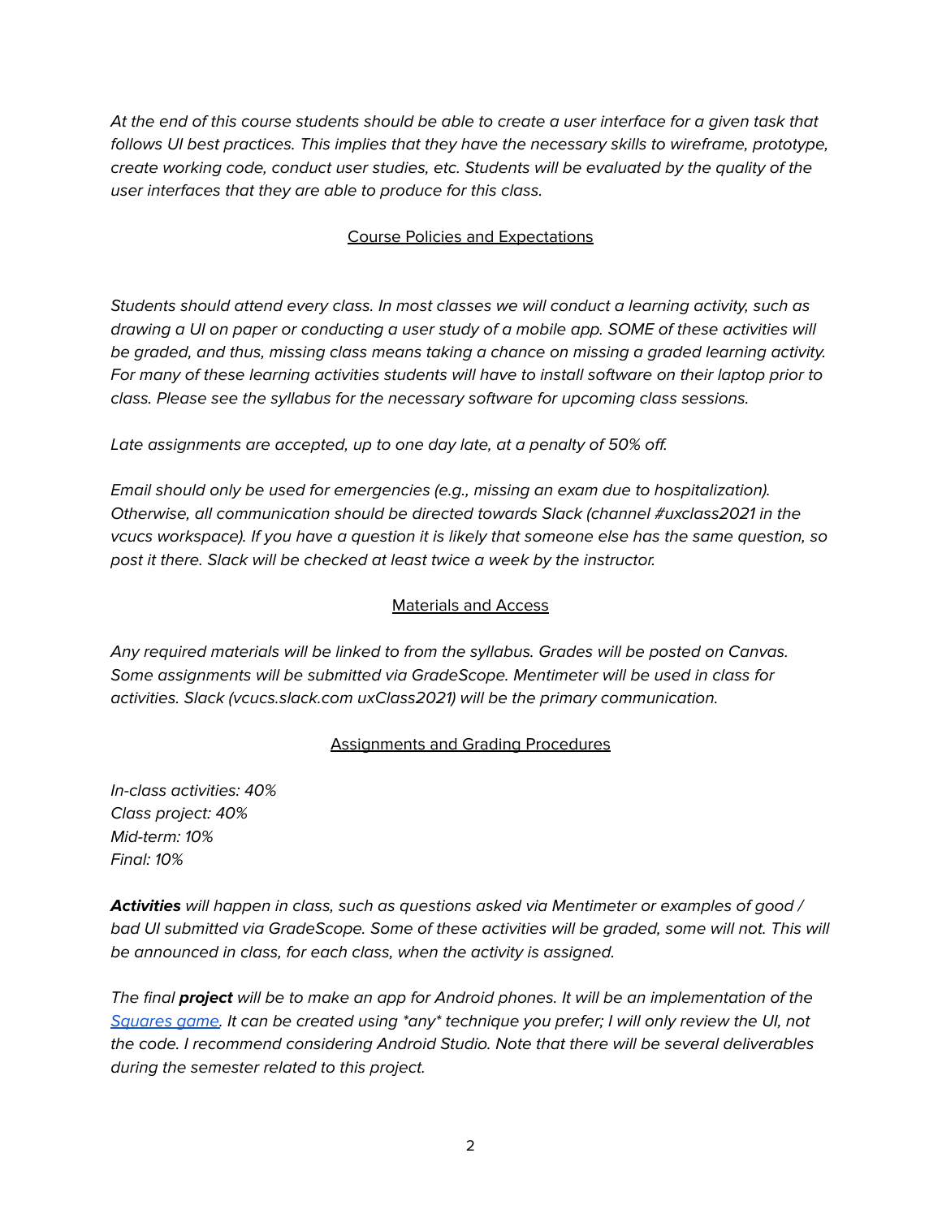*At the end of this course students should be able to create a user interface for a given task that follows UI best practices. This implies that they have the necessary skills to wireframe, prototype, create working code, conduct user studies, etc. Students will be evaluated by the quality of the user interfaces that they are able to produce for this class.*

## Course Policies and Expectations

*Students should attend every class. In most classes we will conduct a learning activity, such as drawing a UI on paper or conducting a user study of a mobile app. SOME of these activities will be graded, and thus, missing class means taking a chance on missing a graded learning activity. For many of these learning activities students will have to install software on their laptop prior to class. Please see the syllabus for the necessary software for upcoming class sessions.*

*Late assignments are accepted, up to one day late, at a penalty of 50% off.*

*Email should only be used for emergencies (e.g., missing an exam due to hospitalization). Otherwise, all communication should be directed towards Slack (channel #uxclass2021 in the vcucs workspace). If you have a question it is likely that someone else has the same question, so post it there. Slack will be checked at least twice a week by the instructor.*

## Materials and Access

*Any required materials will be linked to from the syllabus. Grades will be posted on Canvas. Some assignments will be submitted via GradeScope. Mentimeter will be used in class for activities. Slack (vcucs.slack.com uxClass2021) will be the primary communication.*

## Assignments and Grading Procedures

*In-class activities: 40%*
*Class project: 40%*
*Mid-term: 10%*
*Final: 10%*

***Activities*** *will happen in class, such as questions asked via Mentimeter or examples of good / bad UI submitted via GradeScope. Some of these activities will be graded, some will not. This will be announced in class, for each class, when the activity is assigned.*

*The final* ***project*** *will be to make an app for Android phones. It will be an implementation of the [Squares game](). It can be created using *any* technique you prefer; I will only review the UI, not the code. I recommend considering Android Studio. Note that there will be several deliverables during the semester related to this project.*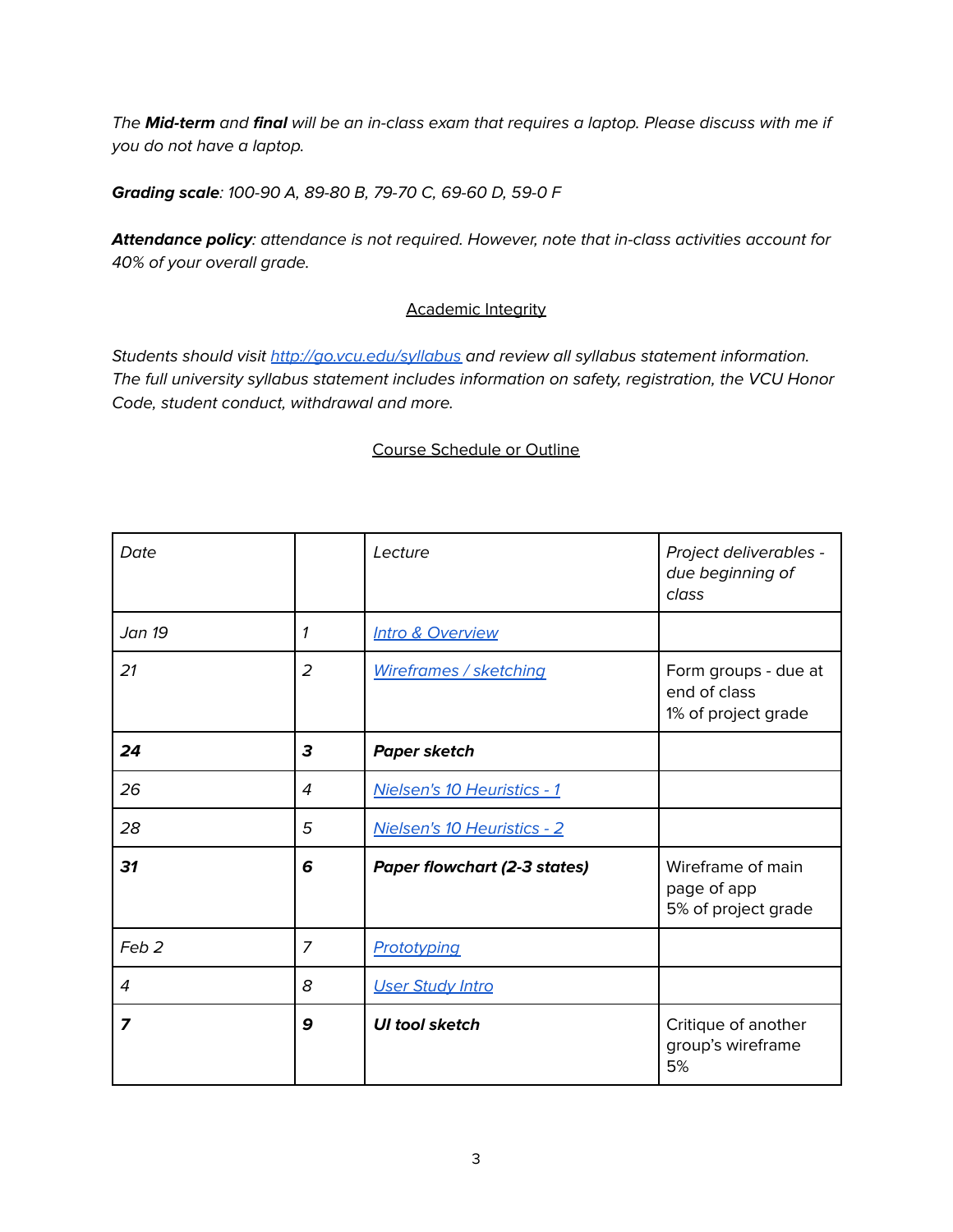*The **Mid-term** and **final** will be an in-class exam that requires a laptop. Please discuss with me if you do not have a laptop.*

***Grading scale**: 100-90 A, 89-80 B, 79-70 C, 69-60 D, 59-0 F*

***Attendance policy**: attendance is not required. However, note that in-class activities account for 40% of your overall grade.*

## Academic Integrity

*Students should visit [http://go.vcu.edu/syllabus](http://go.vcu.edu/syllabus) and review all syllabus statement information. The full university syllabus statement includes information on safety, registration, the VCU Honor Code, student conduct, withdrawal and more.*

## Course Schedule or Outline

| *Date* | | *Lecture* | *Project deliverables - due beginning of class* |
|---|---|---|---|
| *Jan 19* | *1* | *Intro & Overview* | |
| *21* | *2* | *Wireframes / sketching* | Form groups - due at end of class<br>1% of project grade |
| ***24*** | ***3*** | **Paper sketch** | |
| *26* | *4* | *Nielsen's 10 Heuristics - 1* | |
| *28* | *5* | *Nielsen's 10 Heuristics - 2* | |
| ***31*** | ***6*** | **Paper flowchart (2-3 states)** | Wireframe of main page of app<br>5% of project grade |
| *Feb 2* | *7* | *Prototyping* | |
| *4* | *8* | *User Study Intro* | |
| ***7*** | ***9*** | **UI tool sketch** | Critique of another group's wireframe<br>5% |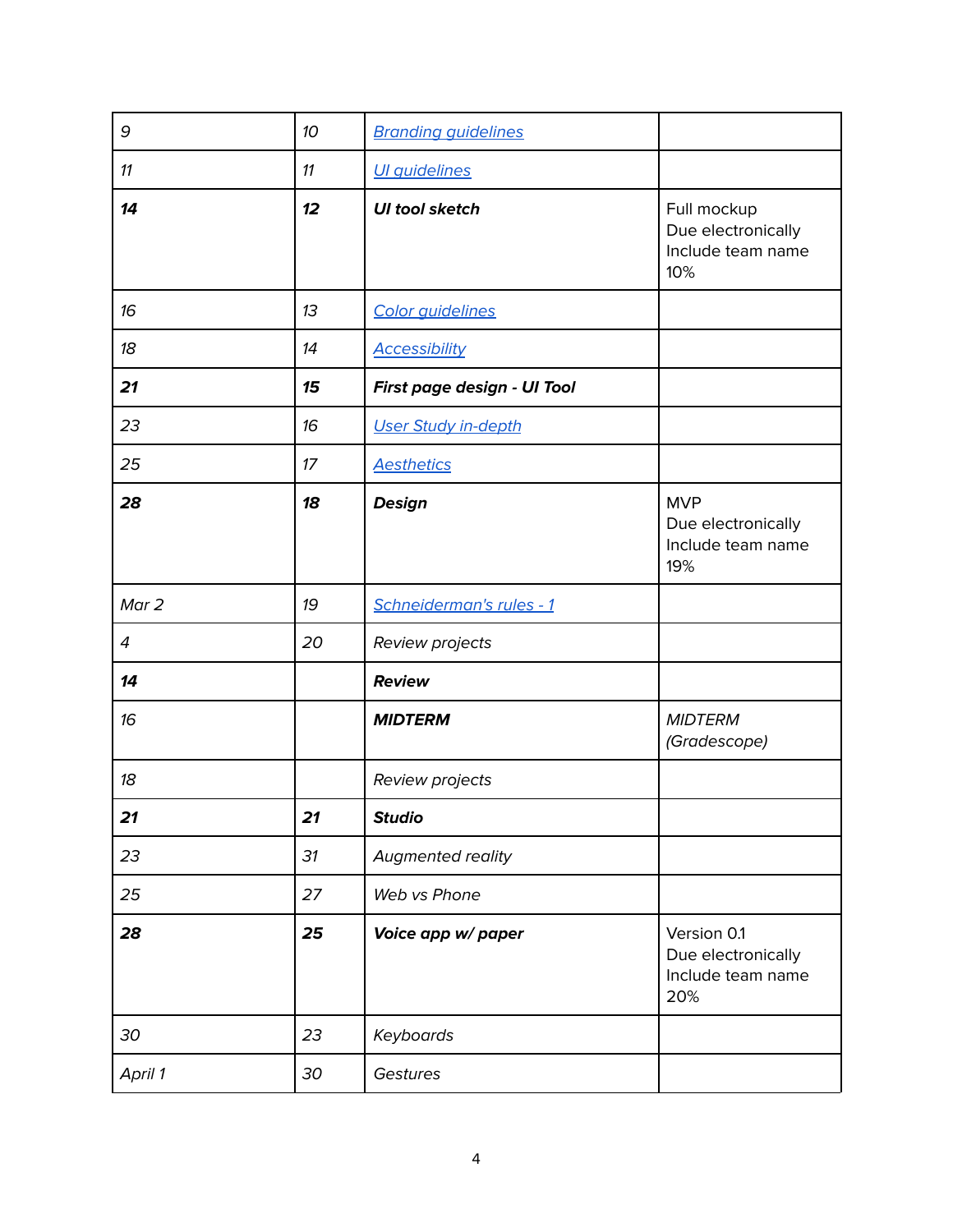| *9* | *10* | *Branding guidelines* | |
|---|---|---|---|
| *11* | *11* | *UI guidelines* | |
| ***14*** | ***12*** | ***UI tool sketch*** | Full mockup<br>Due electronically<br>Include team name<br>10% |
| *16* | *13* | *Color guidelines* | |
| *18* | *14* | *Accessibility* | |
| ***21*** | ***15*** | ***First page design - UI Tool*** | |
| *23* | *16* | *User Study in-depth* | |
| *25* | *17* | *Aesthetics* | |
| ***28*** | ***18*** | ***Design*** | MVP<br>Due electronically<br>Include team name<br>19% |
| *Mar 2* | *19* | *Schneiderman's rules - 1* | |
| *4* | *20* | *Review projects* | |
| ***14*** | | ***Review*** | |
| *16* | | ***MIDTERM*** | *MIDTERM (Gradescope)* |
| *18* | | *Review projects* | |
| ***21*** | ***21*** | ***Studio*** | |
| *23* | *31* | *Augmented reality* | |
| *25* | *27* | *Web vs Phone* | |
| ***28*** | ***25*** | ***Voice app w/ paper*** | Version 0.1<br>Due electronically<br>Include team name<br>20% |
| *30* | *23* | *Keyboards* | |
| *April 1* | *30* | *Gestures* | |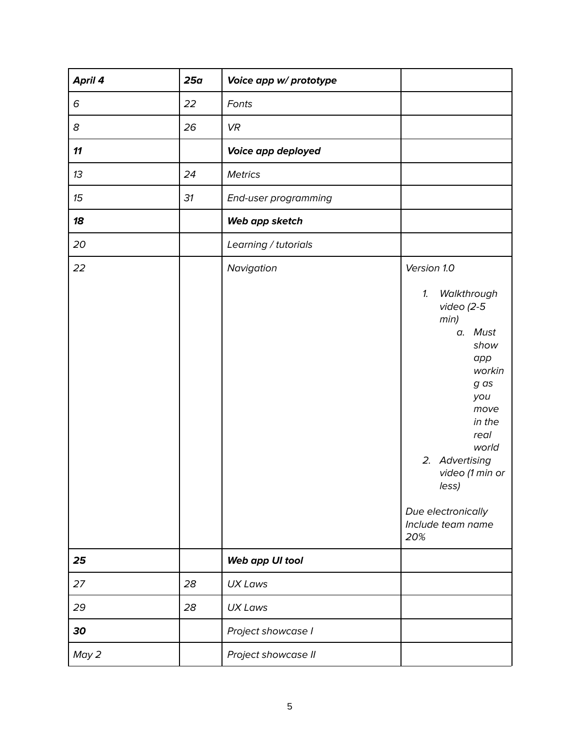| ***April 4*** | ***25a*** | ***Voice app w/ prototype*** | |
|---|---|---|---|
| *6* | *22* | *Fonts* | |
| *8* | *26* | *VR* | |
| ***11*** | | ***Voice app deployed*** | |
| *13* | *24* | *Metrics* | |
| *15* | *31* | *End-user programming* | |
| ***18*** | | ***Web app sketch*** | |
| *20* | | *Learning / tutorials* | |
| *22* | | *Navigation* | *Version 1.0*<br><br>*1. Walkthrough video (2-5 min)*<br>*a. Must show app working as you move in the real world*<br>*2. Advertising video (1 min or less)*<br><br>*Due electronically*<br>*Include team name*<br>*20%* |
| ***25*** | | ***Web app UI tool*** | |
| *27* | *28* | *UX Laws* | |
| *29* | *28* | *UX Laws* | |
| ***30*** | | *Project showcase I* | |
| *May 2* | | *Project showcase II* | |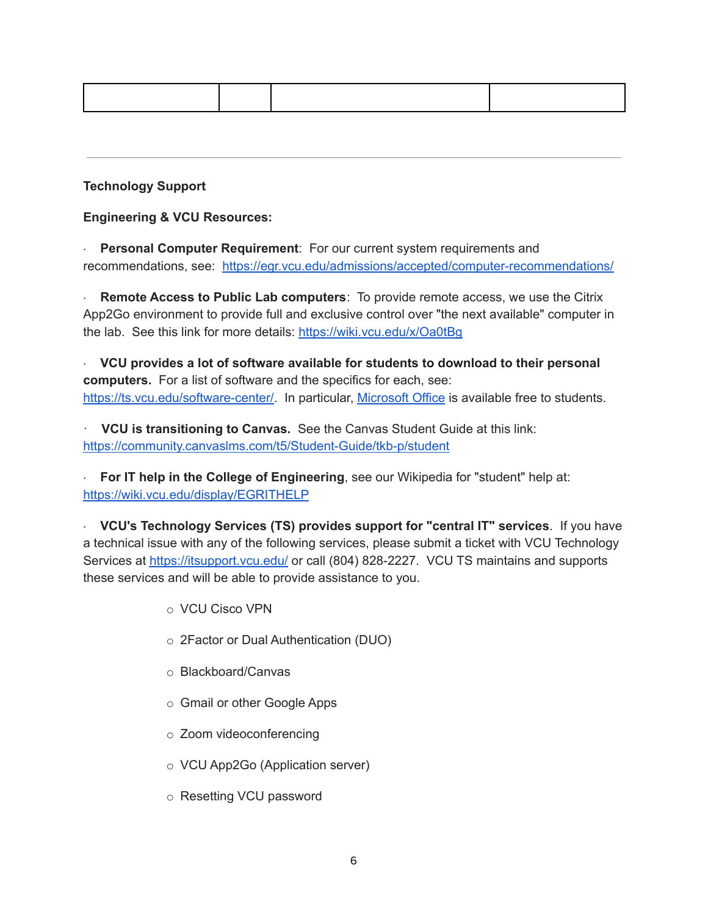| | | | |
|---|---|---|---|

---

**Technology Support**

**Engineering & VCU Resources:**

- **Personal Computer Requirement**: For our current system requirements and recommendations, see: [https://egr.vcu.edu/admissions/accepted/computer-recommendations/](https://egr.vcu.edu/admissions/accepted/computer-recommendations/)

- **Remote Access to Public Lab computers**: To provide remote access, we use the Citrix App2Go environment to provide full and exclusive control over "the next available" computer in the lab. See this link for more details: [https://wiki.vcu.edu/x/Oa0tBg](https://wiki.vcu.edu/x/Oa0tBg)

- **VCU provides a lot of software available for students to download to their personal computers.** For a list of software and the specifics for each, see: [https://ts.vcu.edu/software-center/](https://ts.vcu.edu/software-center/). In particular, Microsoft Office is available free to students.

- **VCU is transitioning to Canvas.** See the Canvas Student Guide at this link: [https://community.canvaslms.com/t5/Student-Guide/tkb-p/student](https://community.canvaslms.com/t5/Student-Guide/tkb-p/student)

- **For IT help in the College of Engineering**, see our Wikipedia for "student" help at: [https://wiki.vcu.edu/display/EGRITHELP](https://wiki.vcu.edu/display/EGRITHELP)

- **VCU's Technology Services (TS) provides support for "central IT" services**. If you have a technical issue with any of the following services, please submit a ticket with VCU Technology Services at [https://itsupport.vcu.edu/](https://itsupport.vcu.edu/) or call (804) 828-2227. VCU TS maintains and supports these services and will be able to provide assistance to you.

    - VCU Cisco VPN
    - 2Factor or Dual Authentication (DUO)
    - Blackboard/Canvas
    - Gmail or other Google Apps
    - Zoom videoconferencing
    - VCU App2Go (Application server)
    - Resetting VCU password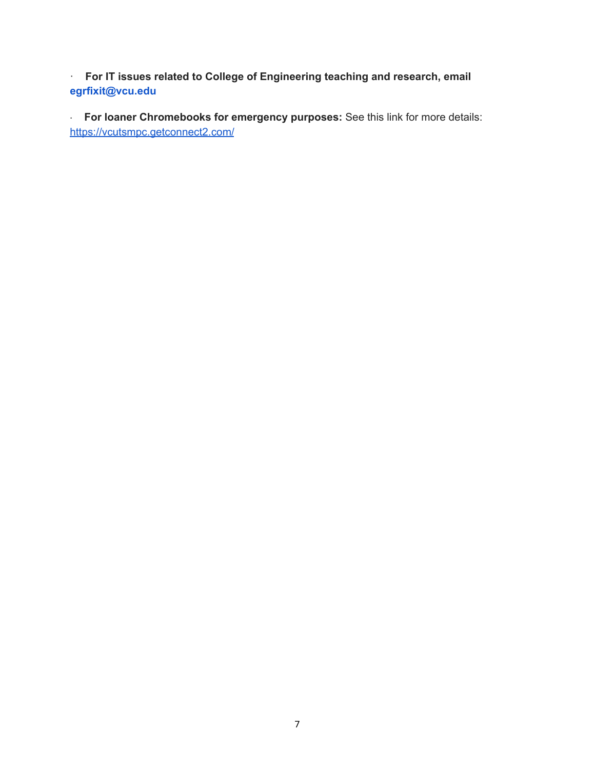- **For IT issues related to College of Engineering teaching and research, email egrfixit@vcu.edu**

- **For loaner Chromebooks for emergency purposes:** See this link for more details: https://vcutsmpc.getconnect2.com/